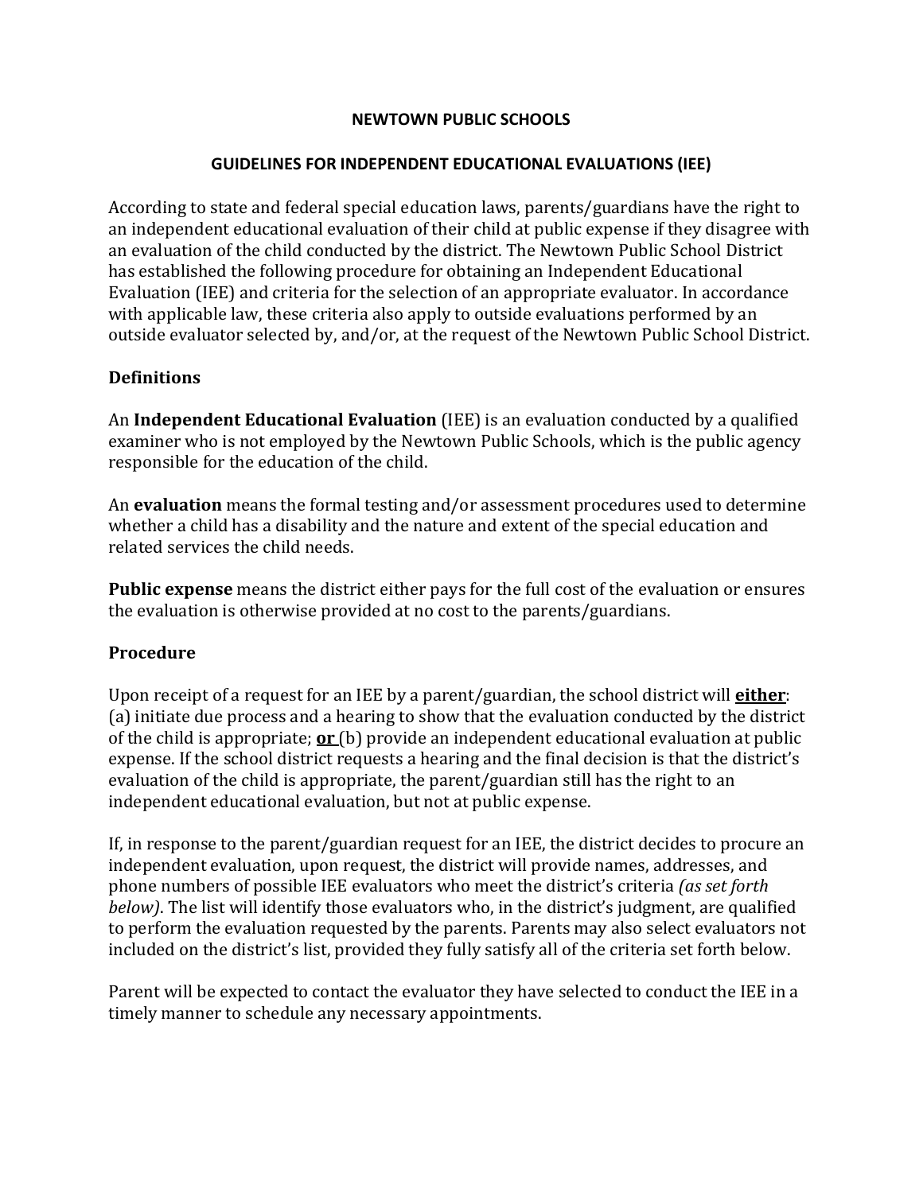# NEWTOWN PUBLIC SCHOOLS

## GUIDELINES FOR INDEPENDENT EDUCATIONAL EVALUATIONS (IEE)

According to state and federal special education laws, parents/guardians have the right to an independent educational evaluation of their child at public expense if they disagree with an evaluation of the child conducted by the district. The Newtown Public School District has established the following procedure for obtaining an Independent Educational Evaluation (IEE) and criteria for the selection of an appropriate evaluator. In accordance with applicable law, these criteria also apply to outside evaluations performed by an outside evaluator selected by, and/or, at the request of the Newtown Public School District.

### Definitions

An **Independent Educational Evaluation** (IEE) is an evaluation conducted by a qualified examiner who is not employed by the Newtown Public Schools, which is the public agency responsible for the education of the child.

An **evaluation** means the formal testing and/or assessment procedures used to determine whether a child has a disability and the nature and extent of the special education and related services the child needs.

**Public expense** means the district either pays for the full cost of the evaluation or ensures the evaluation is otherwise provided at no cost to the parents/guardians.

### Procedure

Upon receipt of a request for an IEE by a parent/guardian, the school district will **<u>either</u>**: (a) initiate due process and a hearing to show that the evaluation conducted by the district of the child is appropriate; **<u>or</u>** (b) provide an independent educational evaluation at public expense. If the school district requests a hearing and the final decision is that the district's evaluation of the child is appropriate, the parent/guardian still has the right to an independent educational evaluation, but not at public expense.

If, in response to the parent/guardian request for an IEE, the district decides to procure an independent evaluation, upon request, the district will provide names, addresses, and phone numbers of possible IEE evaluators who meet the district's criteria *(as set forth below)*. The list will identify those evaluators who, in the district's judgment, are qualified to perform the evaluation requested by the parents. Parents may also select evaluators not included on the district's list, provided they fully satisfy all of the criteria set forth below.

Parent will be expected to contact the evaluator they have selected to conduct the IEE in a timely manner to schedule any necessary appointments.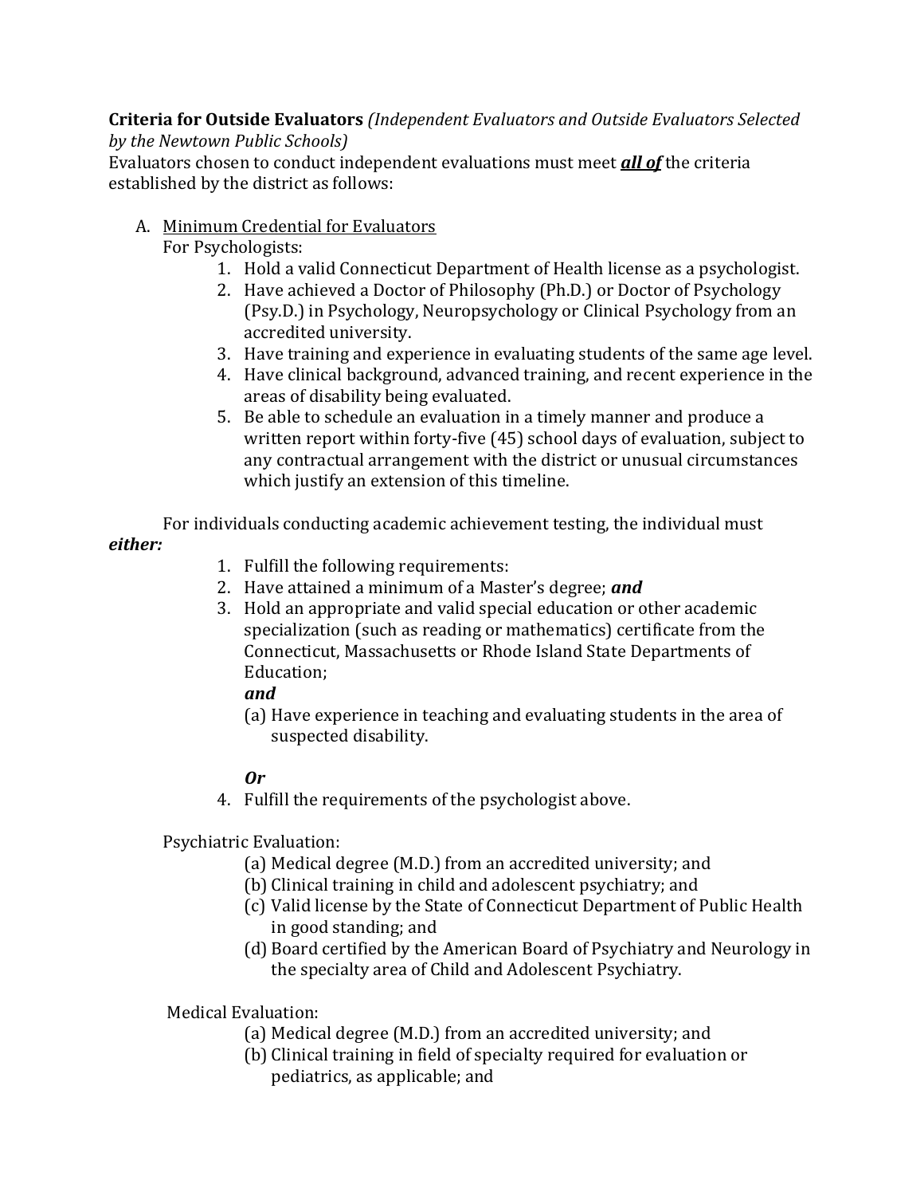**Criteria for Outside Evaluators** *(Independent Evaluators and Outside Evaluators Selected by the Newtown Public Schools)*
Evaluators chosen to conduct independent evaluations must meet ***all of*** the criteria established by the district as follows:

A. Minimum Credential for Evaluators

For Psychologists:

1. Hold a valid Connecticut Department of Health license as a psychologist.
2. Have achieved a Doctor of Philosophy (Ph.D.) or Doctor of Psychology (Psy.D.) in Psychology, Neuropsychology or Clinical Psychology from an accredited university.
3. Have training and experience in evaluating students of the same age level.
4. Have clinical background, advanced training, and recent experience in the areas of disability being evaluated.
5. Be able to schedule an evaluation in a timely manner and produce a written report within forty-five (45) school days of evaluation, subject to any contractual arrangement with the district or unusual circumstances which justify an extension of this timeline.

For individuals conducting academic achievement testing, the individual must ***either:***

1. Fulfill the following requirements:
2. Have attained a minimum of a Master's degree; ***and***
3. Hold an appropriate and valid special education or other academic specialization (such as reading or mathematics) certificate from the Connecticut, Massachusetts or Rhode Island State Departments of Education;

   ***and***

   (a) Have experience in teaching and evaluating students in the area of suspected disability.

   ***Or***

4. Fulfill the requirements of the psychologist above.

Psychiatric Evaluation:

(a) Medical degree (M.D.) from an accredited university; and
(b) Clinical training in child and adolescent psychiatry; and
(c) Valid license by the State of Connecticut Department of Public Health in good standing; and
(d) Board certified by the American Board of Psychiatry and Neurology in the specialty area of Child and Adolescent Psychiatry.

Medical Evaluation:

(a) Medical degree (M.D.) from an accredited university; and
(b) Clinical training in field of specialty required for evaluation or pediatrics, as applicable; and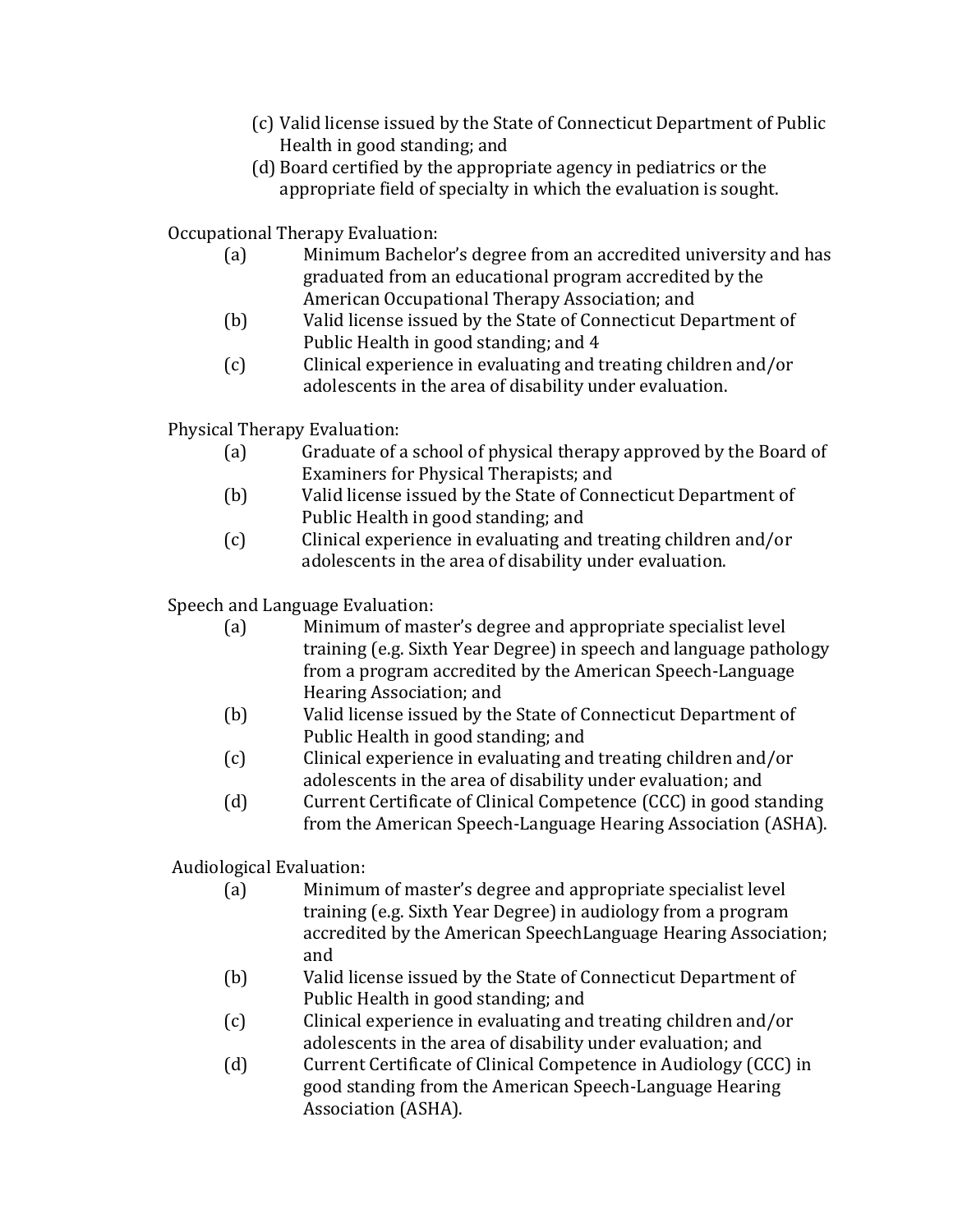(c) Valid license issued by the State of Connecticut Department of Public Health in good standing; and

(d) Board certified by the appropriate agency in pediatrics or the appropriate field of specialty in which the evaluation is sought.

Occupational Therapy Evaluation:

(a) Minimum Bachelor's degree from an accredited university and has graduated from an educational program accredited by the American Occupational Therapy Association; and

(b) Valid license issued by the State of Connecticut Department of Public Health in good standing; and 4

(c) Clinical experience in evaluating and treating children and/or adolescents in the area of disability under evaluation.

Physical Therapy Evaluation:

(a) Graduate of a school of physical therapy approved by the Board of Examiners for Physical Therapists; and

(b) Valid license issued by the State of Connecticut Department of Public Health in good standing; and

(c) Clinical experience in evaluating and treating children and/or adolescents in the area of disability under evaluation.

Speech and Language Evaluation:

(a) Minimum of master's degree and appropriate specialist level training (e.g. Sixth Year Degree) in speech and language pathology from a program accredited by the American Speech-Language Hearing Association; and

(b) Valid license issued by the State of Connecticut Department of Public Health in good standing; and

(c) Clinical experience in evaluating and treating children and/or adolescents in the area of disability under evaluation; and

(d) Current Certificate of Clinical Competence (CCC) in good standing from the American Speech-Language Hearing Association (ASHA).

Audiological Evaluation:

(a) Minimum of master's degree and appropriate specialist level training (e.g. Sixth Year Degree) in audiology from a program accredited by the American SpeechLanguage Hearing Association; and

(b) Valid license issued by the State of Connecticut Department of Public Health in good standing; and

(c) Clinical experience in evaluating and treating children and/or adolescents in the area of disability under evaluation; and

(d) Current Certificate of Clinical Competence in Audiology (CCC) in good standing from the American Speech-Language Hearing Association (ASHA).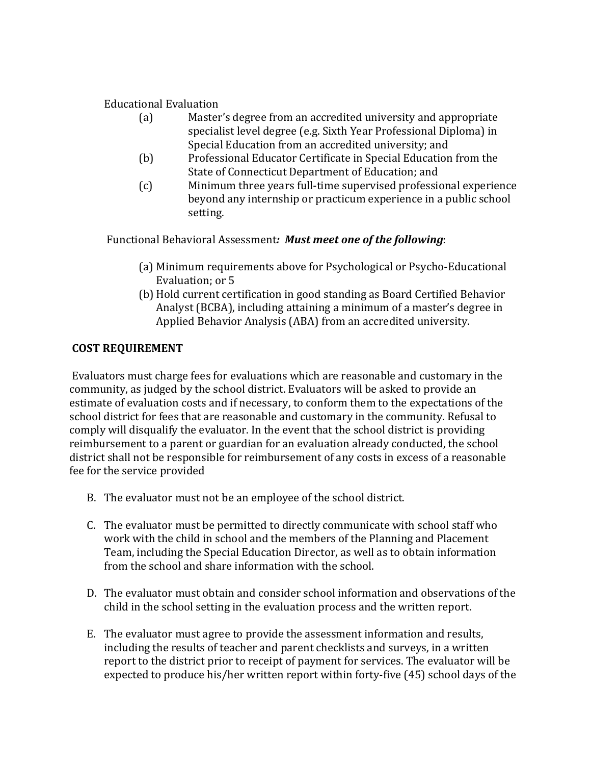Educational Evaluation

(a) Master's degree from an accredited university and appropriate specialist level degree (e.g. Sixth Year Professional Diploma) in Special Education from an accredited university; and

(b) Professional Educator Certificate in Special Education from the State of Connecticut Department of Education; and

(c) Minimum three years full-time supervised professional experience beyond any internship or practicum experience in a public school setting.

Functional Behavioral Assessment***: Must meet one of the following***:

(a) Minimum requirements above for Psychological or Psycho-Educational Evaluation; or 5

(b) Hold current certification in good standing as Board Certified Behavior Analyst (BCBA), including attaining a minimum of a master's degree in Applied Behavior Analysis (ABA) from an accredited university.

**COST REQUIREMENT**

Evaluators must charge fees for evaluations which are reasonable and customary in the community, as judged by the school district. Evaluators will be asked to provide an estimate of evaluation costs and if necessary, to conform them to the expectations of the school district for fees that are reasonable and customary in the community. Refusal to comply will disqualify the evaluator. In the event that the school district is providing reimbursement to a parent or guardian for an evaluation already conducted, the school district shall not be responsible for reimbursement of any costs in excess of a reasonable fee for the service provided

B. The evaluator must not be an employee of the school district.

C. The evaluator must be permitted to directly communicate with school staff who work with the child in school and the members of the Planning and Placement Team, including the Special Education Director, as well as to obtain information from the school and share information with the school.

D. The evaluator must obtain and consider school information and observations of the child in the school setting in the evaluation process and the written report.

E. The evaluator must agree to provide the assessment information and results, including the results of teacher and parent checklists and surveys, in a written report to the district prior to receipt of payment for services. The evaluator will be expected to produce his/her written report within forty-five (45) school days of the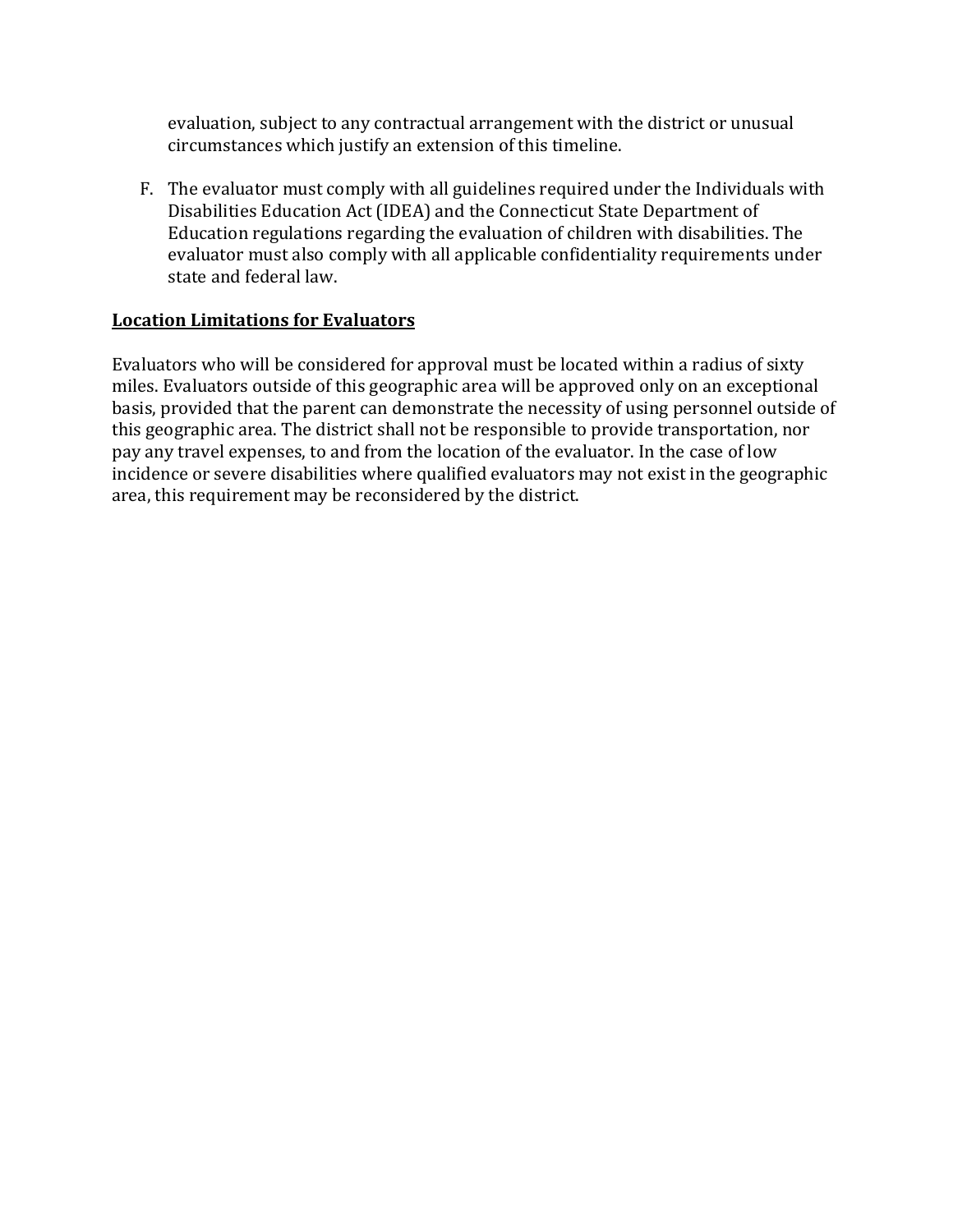evaluation, subject to any contractual arrangement with the district or unusual circumstances which justify an extension of this timeline.

F. The evaluator must comply with all guidelines required under the Individuals with Disabilities Education Act (IDEA) and the Connecticut State Department of Education regulations regarding the evaluation of children with disabilities. The evaluator must also comply with all applicable confidentiality requirements under state and federal law.

**Location Limitations for Evaluators**

Evaluators who will be considered for approval must be located within a radius of sixty miles. Evaluators outside of this geographic area will be approved only on an exceptional basis, provided that the parent can demonstrate the necessity of using personnel outside of this geographic area. The district shall not be responsible to provide transportation, nor pay any travel expenses, to and from the location of the evaluator. In the case of low incidence or severe disabilities where qualified evaluators may not exist in the geographic area, this requirement may be reconsidered by the district.